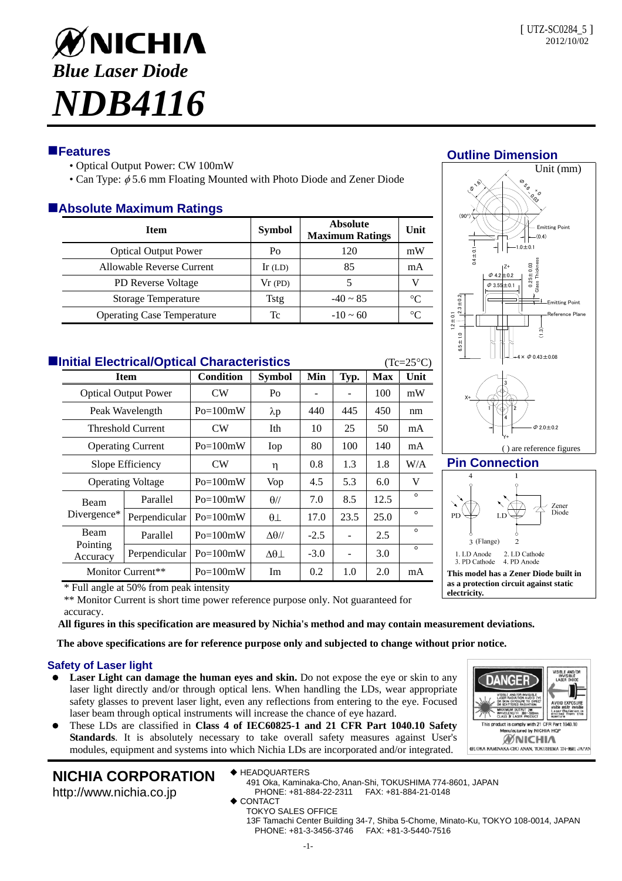[ UTZ-SC0284_5 ]
2012/10/02

# NICHIA

## *Blue Laser Diode*

# *NDB4116*

## Features

- Optical Output Power: CW 100mW
- Can Type: $\phi$5.6 mm Floating Mounted with Photo Diode and Zener Diode

## Absolute Maximum Ratings

| Item | Symbol | Absolute Maximum Ratings | Unit |
|---|---|---|---|
| Optical Output Power | Po | 120 | mW |
| Allowable Reverse Current | Ir (LD) | 85 | mA |
| PD Reverse Voltage | Vr (PD) | 5 | V |
| Storage Temperature | Tstg | -40 ~ 85 | °C |
| Operating Case Temperature | Tc | -10 ~ 60 | °C |

## Initial Electrical/Optical Characteristics

(Tc=25°C)

| Item | | Condition | Symbol | Min | Typ. | Max | Unit |
|---|---|---|---|---|---|---|---|
| Optical Output Power | | CW | Po | - | - | 100 | mW |
| Peak Wavelength | | Po=100mW | $\lambda$p | 440 | 445 | 450 | nm |
| Threshold Current | | CW | Ith | 10 | 25 | 50 | mA |
| Operating Current | | Po=100mW | Iop | 80 | 100 | 140 | mA |
| Slope Efficiency | | CW | $\eta$ | 0.8 | 1.3 | 1.8 | W/A |
| Operating Voltage | | Po=100mW | Vop | 4.5 | 5.3 | 6.0 | V |
| Beam Divergence* | Parallel | Po=100mW | $\theta$// | 7.0 | 8.5 | 12.5 | ° |
| | Perpendicular | Po=100mW | $\theta\perp$ | 17.0 | 23.5 | 25.0 | ° |
| Beam Pointing Accuracy | Parallel | Po=100mW | $\Delta\theta$// | -2.5 | - | 2.5 | ° |
| | Perpendicular | Po=100mW | $\Delta\theta\perp$ | -3.0 | - | 3.0 | ° |
| Monitor Current** | | Po=100mW | Im | 0.2 | 1.0 | 2.0 | mA |

\* Full angle at 50% from peak intensity

\*\* Monitor Current is short time power reference purpose only. Not guaranteed for accuracy.

**All figures in this specification are measured by Nichia's method and may contain measurement deviations.**

**The above specifications are for reference purpose only and subjected to change without prior notice.**

## Outline Dimension

Unit (mm)

( ) are reference figures

## Pin Connection

1. LD Anode
2. LD Cathode
3. PD Cathode
4. PD Anode

**This model has a Zener Diode built in as a protection circuit against static electricity.**

## Safety of Laser light

- **Laser Light can damage the human eyes and skin.** Do not expose the eye or skin to any laser light directly and/or through optical lens. When handling the LDs, wear appropriate safety glasses to prevent laser light, even any reflections from entering to the eye. Focused laser beam through optical instruments will increase the chance of eye hazard.
- These LDs are classified in **Class 4 of IEC60825-1 and 21 CFR Part 1040.10 Safety Standards**. It is absolutely necessary to take overall safety measures against User's modules, equipment and systems into which Nichia LDs are incorporated and/or integrated.

**NICHIA CORPORATION**
http://www.nichia.co.jp

◆ HEADQUARTERS
491 Oka, Kaminaka-Cho, Anan-Shi, TOKUSHIMA 774-8601, JAPAN
PHONE: +81-884-22-2311 FAX: +81-884-21-0148

◆ CONTACT
TOKYO SALES OFFICE
13F Tamachi Center Building 34-7, Shiba 5-Chome, Minato-Ku, TOKYO 108-0014, JAPAN
PHONE: +81-3-3456-3746 FAX: +81-3-5440-7516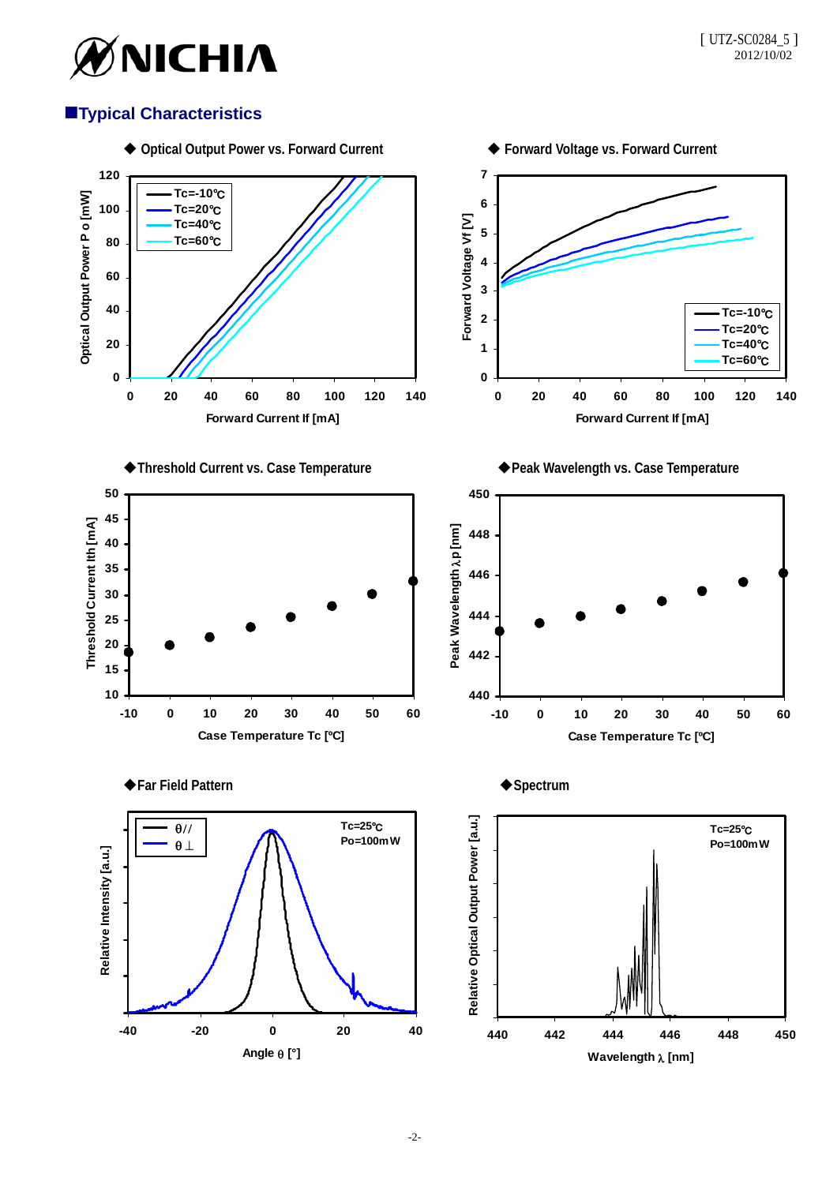## ■Typical Characteristics

◆ Optical Output Power vs. Forward Current

Optical Output Power P o [mW]

Tc=-10℃
Tc=20℃
Tc=40℃
Tc=60℃

Forward Current If [mA]

◆ Forward Voltage vs. Forward Current

Forward Voltage Vf [V]

Tc=-10℃
Tc=20℃
Tc=40℃
Tc=60℃

Forward Current If [mA]

◆Threshold Current vs. Case Temperature

Threshold Current Ith [mA]

Case Temperature Tc [ºC]

◆Peak Wavelength vs. Case Temperature

Peak Wavelength λp [nm]

Case Temperature Tc [ºC]

◆Far Field Pattern

θ//
θ⊥

Tc=25℃
Po=100mW

Relative Intensity [a.u.]

Angle θ [°]

◆Spectrum

Tc=25℃
Po=100mW

Relative Optical Output Power [a.u.]

Wavelength λ [nm]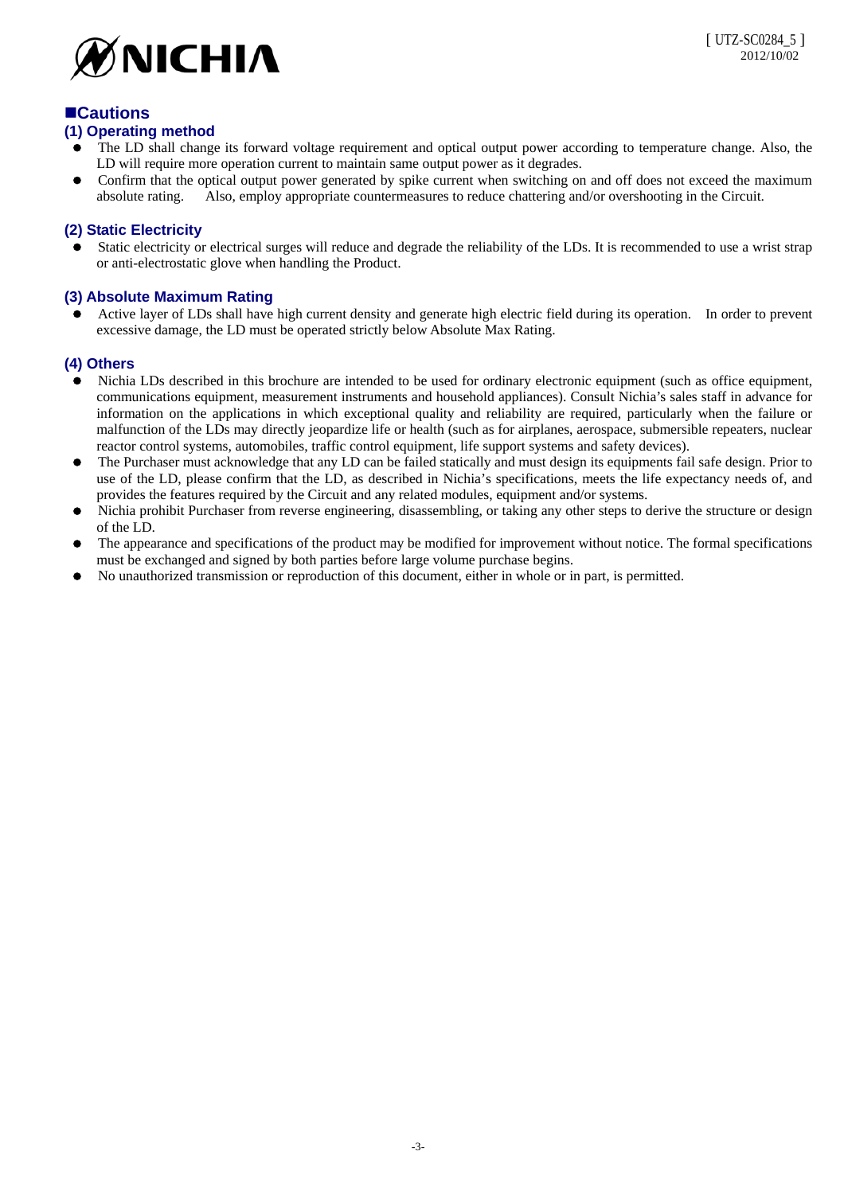## ■Cautions

### (1) Operating method

- The LD shall change its forward voltage requirement and optical output power according to temperature change. Also, the LD will require more operation current to maintain same output power as it degrades.
- Confirm that the optical output power generated by spike current when switching on and off does not exceed the maximum absolute rating. Also, employ appropriate countermeasures to reduce chattering and/or overshooting in the Circuit.

### (2) Static Electricity

- Static electricity or electrical surges will reduce and degrade the reliability of the LDs. It is recommended to use a wrist strap or anti-electrostatic glove when handling the Product.

### (3) Absolute Maximum Rating

- Active layer of LDs shall have high current density and generate high electric field during its operation. In order to prevent excessive damage, the LD must be operated strictly below Absolute Max Rating.

### (4) Others

- Nichia LDs described in this brochure are intended to be used for ordinary electronic equipment (such as office equipment, communications equipment, measurement instruments and household appliances). Consult Nichia's sales staff in advance for information on the applications in which exceptional quality and reliability are required, particularly when the failure or malfunction of the LDs may directly jeopardize life or health (such as for airplanes, aerospace, submersible repeaters, nuclear reactor control systems, automobiles, traffic control equipment, life support systems and safety devices).
- The Purchaser must acknowledge that any LD can be failed statically and must design its equipments fail safe design. Prior to use of the LD, please confirm that the LD, as described in Nichia's specifications, meets the life expectancy needs of, and provides the features required by the Circuit and any related modules, equipment and/or systems.
- Nichia prohibit Purchaser from reverse engineering, disassembling, or taking any other steps to derive the structure or design of the LD.
- The appearance and specifications of the product may be modified for improvement without notice. The formal specifications must be exchanged and signed by both parties before large volume purchase begins.
- No unauthorized transmission or reproduction of this document, either in whole or in part, is permitted.